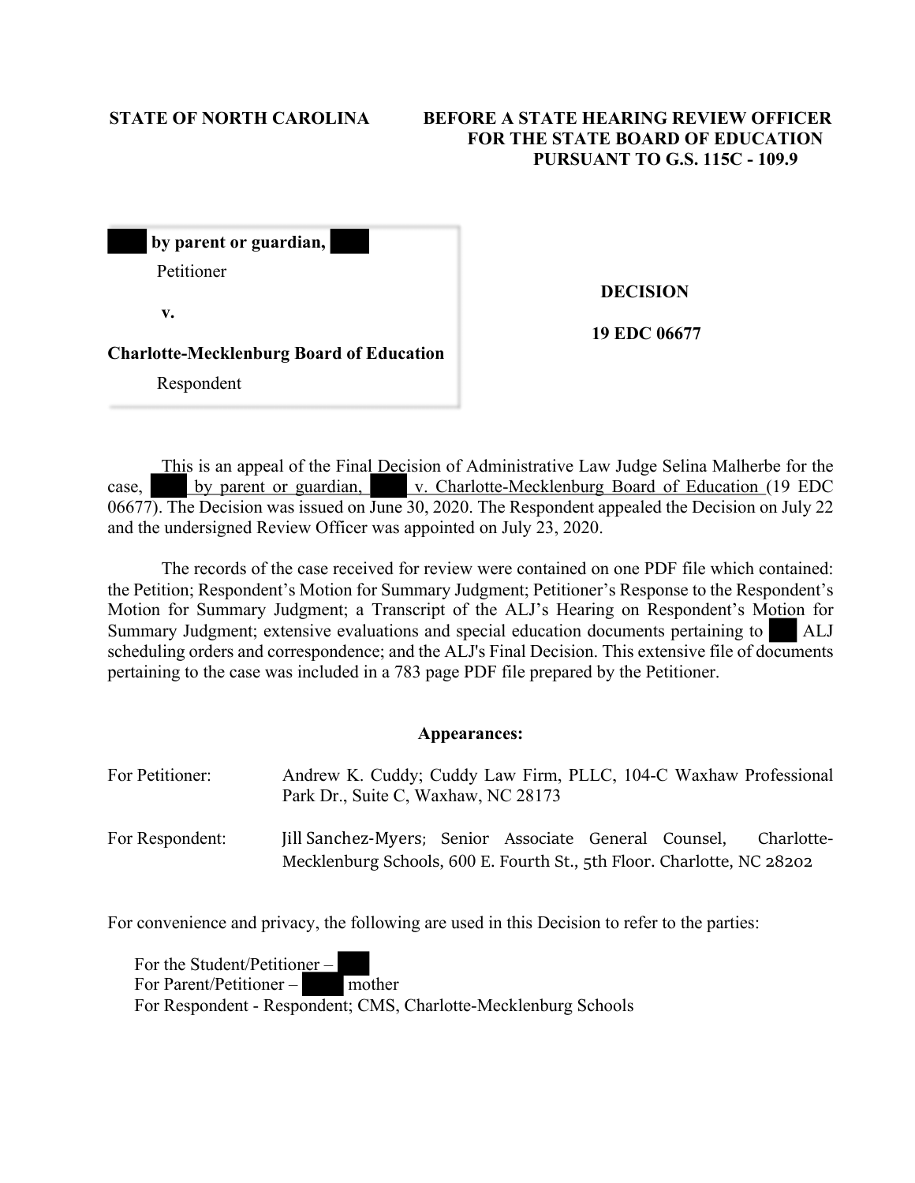**STATE OF NORTH CAROLINA**

**BEFORE A STATE HEARING REVIEW OFFICER FOR THE STATE BOARD OF EDUCATION PURSUANT TO G.S. 115C - 109.9**

| | |
|---|---|
| **by parent or guardian,** <br> Petitioner <br> **v.** <br> **Charlotte-Mecklenburg Board of Education** <br> Respondent | **DECISION** <br> **19 EDC 06677** |

This is an appeal of the Final Decision of Administrative Law Judge Selina Malherbe for the case, by parent or guardian, v. Charlotte-Mecklenburg Board of Education (19 EDC 06677). The Decision was issued on June 30, 2020. The Respondent appealed the Decision on July 22 and the undersigned Review Officer was appointed on July 23, 2020.

The records of the case received for review were contained on one PDF file which contained: the Petition; Respondent's Motion for Summary Judgment; Petitioner's Response to the Respondent's Motion for Summary Judgment; a Transcript of the ALJ's Hearing on Respondent's Motion for Summary Judgment; extensive evaluations and special education documents pertaining to ALJ scheduling orders and correspondence; and the ALJ's Final Decision. This extensive file of documents pertaining to the case was included in a 783 page PDF file prepared by the Petitioner.

**Appearances:**

For Petitioner: Andrew K. Cuddy; Cuddy Law Firm, PLLC, 104-C Waxhaw Professional Park Dr., Suite C, Waxhaw, NC 28173

For Respondent: Jill Sanchez-Myers; Senior Associate General Counsel, Charlotte-Mecklenburg Schools, 600 E. Fourth St., 5th Floor. Charlotte, NC 28202

For convenience and privacy, the following are used in this Decision to refer to the parties:

For the Student/Petitioner –
For Parent/Petitioner – mother
For Respondent - Respondent; CMS, Charlotte-Mecklenburg Schools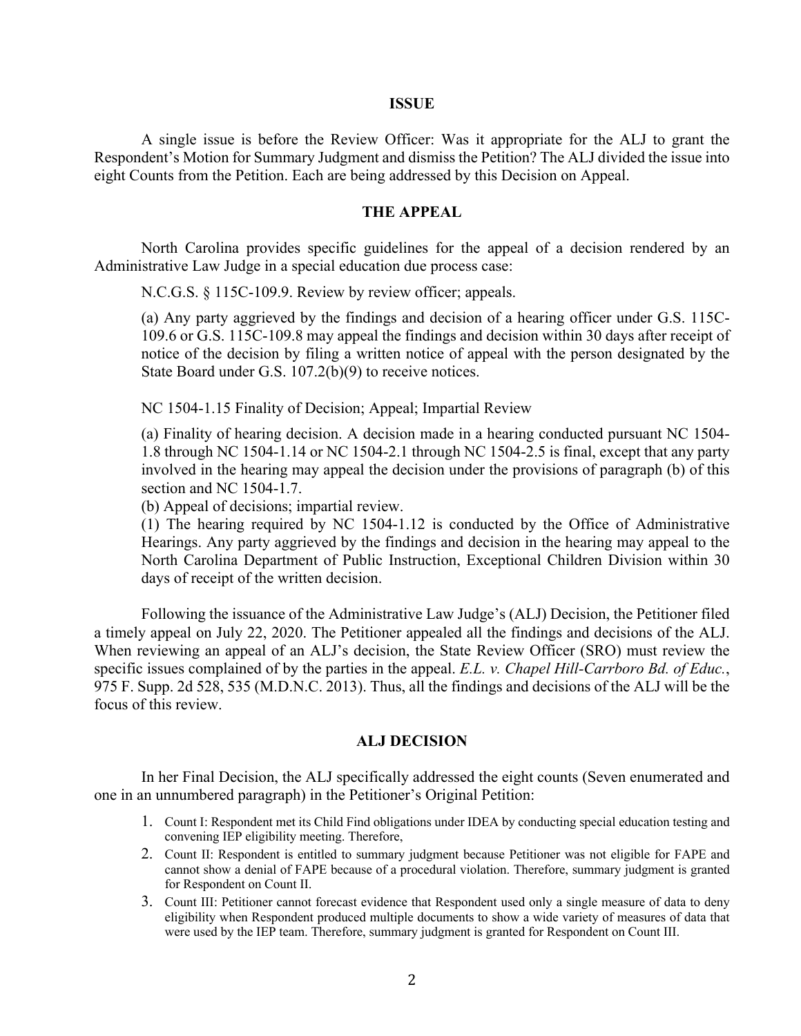## ISSUE

A single issue is before the Review Officer: Was it appropriate for the ALJ to grant the Respondent's Motion for Summary Judgment and dismiss the Petition? The ALJ divided the issue into eight Counts from the Petition. Each are being addressed by this Decision on Appeal.

## THE APPEAL

North Carolina provides specific guidelines for the appeal of a decision rendered by an Administrative Law Judge in a special education due process case:

N.C.G.S. § 115C-109.9. Review by review officer; appeals.

(a) Any party aggrieved by the findings and decision of a hearing officer under G.S. 115C-109.6 or G.S. 115C-109.8 may appeal the findings and decision within 30 days after receipt of notice of the decision by filing a written notice of appeal with the person designated by the State Board under G.S. 107.2(b)(9) to receive notices.

NC 1504-1.15 Finality of Decision; Appeal; Impartial Review

(a) Finality of hearing decision. A decision made in a hearing conducted pursuant NC 1504-1.8 through NC 1504-1.14 or NC 1504-2.1 through NC 1504-2.5 is final, except that any party involved in the hearing may appeal the decision under the provisions of paragraph (b) of this section and NC 1504-1.7.
(b) Appeal of decisions; impartial review.
(1) The hearing required by NC 1504-1.12 is conducted by the Office of Administrative Hearings. Any party aggrieved by the findings and decision in the hearing may appeal to the North Carolina Department of Public Instruction, Exceptional Children Division within 30 days of receipt of the written decision.

Following the issuance of the Administrative Law Judge's (ALJ) Decision, the Petitioner filed a timely appeal on July 22, 2020. The Petitioner appealed all the findings and decisions of the ALJ. When reviewing an appeal of an ALJ's decision, the State Review Officer (SRO) must review the specific issues complained of by the parties in the appeal. *E.L. v. Chapel Hill-Carrboro Bd. of Educ.*, 975 F. Supp. 2d 528, 535 (M.D.N.C. 2013). Thus, all the findings and decisions of the ALJ will be the focus of this review.

## ALJ DECISION

In her Final Decision, the ALJ specifically addressed the eight counts (Seven enumerated and one in an unnumbered paragraph) in the Petitioner's Original Petition:

1. Count I: Respondent met its Child Find obligations under IDEA by conducting special education testing and convening IEP eligibility meeting. Therefore,
2. Count II: Respondent is entitled to summary judgment because Petitioner was not eligible for FAPE and cannot show a denial of FAPE because of a procedural violation. Therefore, summary judgment is granted for Respondent on Count II.
3. Count III: Petitioner cannot forecast evidence that Respondent used only a single measure of data to deny eligibility when Respondent produced multiple documents to show a wide variety of measures of data that were used by the IEP team. Therefore, summary judgment is granted for Respondent on Count III.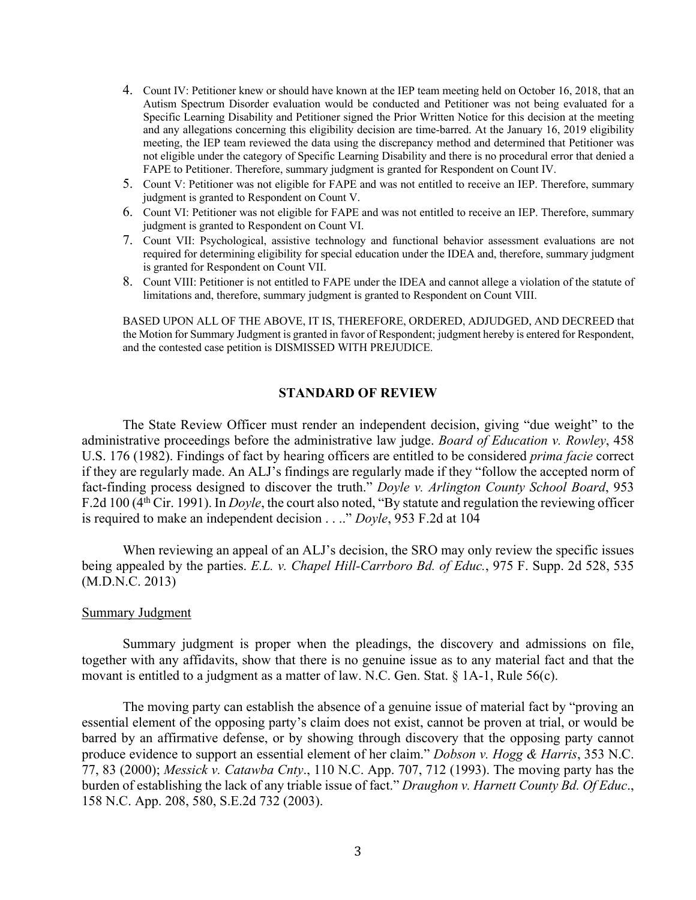4. Count IV: Petitioner knew or should have known at the IEP team meeting held on October 16, 2018, that an Autism Spectrum Disorder evaluation would be conducted and Petitioner was not being evaluated for a Specific Learning Disability and Petitioner signed the Prior Written Notice for this decision at the meeting and any allegations concerning this eligibility decision are time-barred. At the January 16, 2019 eligibility meeting, the IEP team reviewed the data using the discrepancy method and determined that Petitioner was not eligible under the category of Specific Learning Disability and there is no procedural error that denied a FAPE to Petitioner. Therefore, summary judgment is granted for Respondent on Count IV.
5. Count V: Petitioner was not eligible for FAPE and was not entitled to receive an IEP. Therefore, summary judgment is granted to Respondent on Count V.
6. Count VI: Petitioner was not eligible for FAPE and was not entitled to receive an IEP. Therefore, summary judgment is granted to Respondent on Count VI.
7. Count VII: Psychological, assistive technology and functional behavior assessment evaluations are not required for determining eligibility for special education under the IDEA and, therefore, summary judgment is granted for Respondent on Count VII.
8. Count VIII: Petitioner is not entitled to FAPE under the IDEA and cannot allege a violation of the statute of limitations and, therefore, summary judgment is granted to Respondent on Count VIII.

BASED UPON ALL OF THE ABOVE, IT IS, THEREFORE, ORDERED, ADJUDGED, AND DECREED that the Motion for Summary Judgment is granted in favor of Respondent; judgment hereby is entered for Respondent, and the contested case petition is DISMISSED WITH PREJUDICE.

## STANDARD OF REVIEW

The State Review Officer must render an independent decision, giving "due weight" to the administrative proceedings before the administrative law judge. *Board of Education v. Rowley*, 458 U.S. 176 (1982). Findings of fact by hearing officers are entitled to be considered *prima facie* correct if they are regularly made. An ALJ's findings are regularly made if they "follow the accepted norm of fact-finding process designed to discover the truth." *Doyle v. Arlington County School Board*, 953 F.2d 100 (4th Cir. 1991). In *Doyle*, the court also noted, "By statute and regulation the reviewing officer is required to make an independent decision . . .." *Doyle*, 953 F.2d at 104

When reviewing an appeal of an ALJ's decision, the SRO may only review the specific issues being appealed by the parties. *E.L. v. Chapel Hill-Carrboro Bd. of Educ.*, 975 F. Supp. 2d 528, 535 (M.D.N.C. 2013)

### Summary Judgment

Summary judgment is proper when the pleadings, the discovery and admissions on file, together with any affidavits, show that there is no genuine issue as to any material fact and that the movant is entitled to a judgment as a matter of law. N.C. Gen. Stat. § 1A-1, Rule 56(c).

The moving party can establish the absence of a genuine issue of material fact by "proving an essential element of the opposing party's claim does not exist, cannot be proven at trial, or would be barred by an affirmative defense, or by showing through discovery that the opposing party cannot produce evidence to support an essential element of her claim." *Dobson v. Hogg & Harris*, 353 N.C. 77, 83 (2000); *Messick v. Catawba Cnty*., 110 N.C. App. 707, 712 (1993). The moving party has the burden of establishing the lack of any triable issue of fact." *Draughon v. Harnett County Bd. Of Educ*., 158 N.C. App. 208, 580, S.E.2d 732 (2003).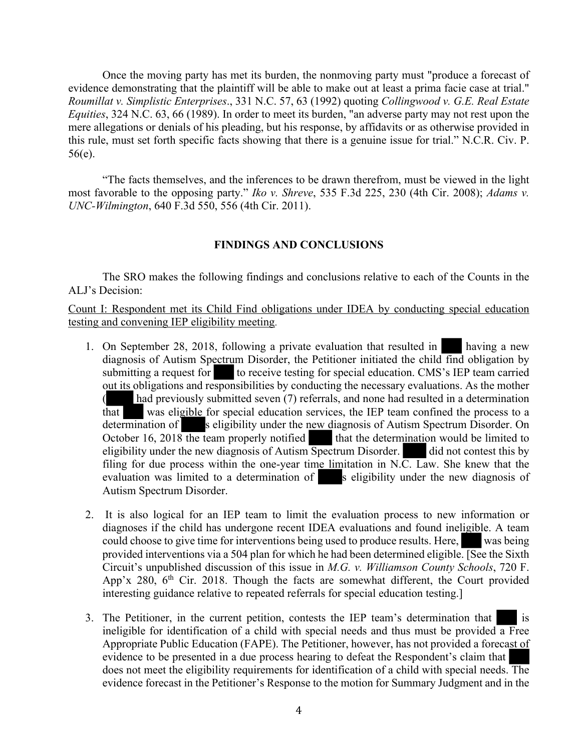Once the moving party has met its burden, the nonmoving party must "produce a forecast of evidence demonstrating that the plaintiff will be able to make out at least a prima facie case at trial." *Roumillat v. Simplistic Enterprises*., 331 N.C. 57, 63 (1992) quoting *Collingwood v. G.E. Real Estate Equities*, 324 N.C. 63, 66 (1989). In order to meet its burden, "an adverse party may not rest upon the mere allegations or denials of his pleading, but his response, by affidavits or as otherwise provided in this rule, must set forth specific facts showing that there is a genuine issue for trial." N.C.R. Civ. P. 56(e).

"The facts themselves, and the inferences to be drawn therefrom, must be viewed in the light most favorable to the opposing party." *Iko v. Shreve*, 535 F.3d 225, 230 (4th Cir. 2008); *Adams v. UNC-Wilmington*, 640 F.3d 550, 556 (4th Cir. 2011).

**FINDINGS AND CONCLUSIONS**

The SRO makes the following findings and conclusions relative to each of the Counts in the ALJ's Decision:

Count I: Respondent met its Child Find obligations under IDEA by conducting special education testing and convening IEP eligibility meeting.

1. On September 28, 2018, following a private evaluation that resulted in ███ having a new diagnosis of Autism Spectrum Disorder, the Petitioner initiated the child find obligation by submitting a request for ███ to receive testing for special education. CMS's IEP team carried out its obligations and responsibilities by conducting the necessary evaluations. As the mother (███) had previously submitted seven (7) referrals, and none had resulted in a determination that ███ was eligible for special education services, the IEP team confined the process to a determination of ███s eligibility under the new diagnosis of Autism Spectrum Disorder. On October 16, 2018 the team properly notified ███ that the determination would be limited to eligibility under the new diagnosis of Autism Spectrum Disorder. ███ did not contest this by filing for due process within the one-year time limitation in N.C. Law. She knew that the evaluation was limited to a determination of ███s eligibility under the new diagnosis of Autism Spectrum Disorder.

2. It is also logical for an IEP team to limit the evaluation process to new information or diagnoses if the child has undergone recent IDEA evaluations and found ineligible. A team could choose to give time for interventions being used to produce results. Here, ███ was being provided interventions via a 504 plan for which he had been determined eligible. [See the Sixth Circuit's unpublished discussion of this issue in *M.G. v. Williamson County Schools*, 720 F. App'x 280, 6th Cir. 2018. Though the facts are somewhat different, the Court provided interesting guidance relative to repeated referrals for special education testing.]

3. The Petitioner, in the current petition, contests the IEP team's determination that ███ is ineligible for identification of a child with special needs and thus must be provided a Free Appropriate Public Education (FAPE). The Petitioner, however, has not provided a forecast of evidence to be presented in a due process hearing to defeat the Respondent's claim that ███ does not meet the eligibility requirements for identification of a child with special needs. The evidence forecast in the Petitioner's Response to the motion for Summary Judgment and in the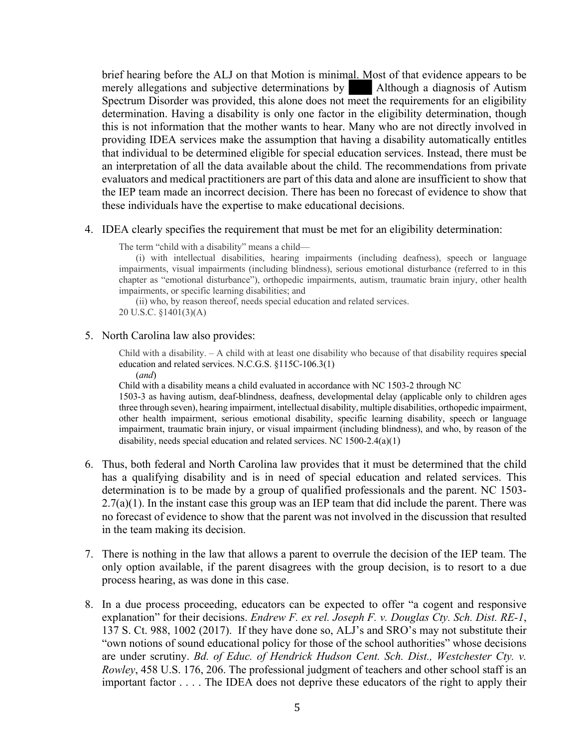brief hearing before the ALJ on that Motion is minimal. Most of that evidence appears to be merely allegations and subjective determinations by ███ Although a diagnosis of Autism Spectrum Disorder was provided, this alone does not meet the requirements for an eligibility determination. Having a disability is only one factor in the eligibility determination, though this is not information that the mother wants to hear. Many who are not directly involved in providing IDEA services make the assumption that having a disability automatically entitles that individual to be determined eligible for special education services. Instead, there must be an interpretation of all the data available about the child. The recommendations from private evaluators and medical practitioners are part of this data and alone are insufficient to show that the IEP team made an incorrect decision. There has been no forecast of evidence to show that these individuals have the expertise to make educational decisions.

4. IDEA clearly specifies the requirement that must be met for an eligibility determination:

> The term "child with a disability" means a child—
>
> (i) with intellectual disabilities, hearing impairments (including deafness), speech or language impairments, visual impairments (including blindness), serious emotional disturbance (referred to in this chapter as "emotional disturbance"), orthopedic impairments, autism, traumatic brain injury, other health impairments, or specific learning disabilities; and
>
> (ii) who, by reason thereof, needs special education and related services.
>
> 20 U.S.C. §1401(3)(A)

5. North Carolina law also provides:

> Child with a disability. – A child with at least one disability who because of that disability requires special education and related services. N.C.G.S. §115C-106.3(1)
>
> (*and*)
>
> Child with a disability means a child evaluated in accordance with NC 1503-2 through NC 1503-3 as having autism, deaf-blindness, deafness, developmental delay (applicable only to children ages three through seven), hearing impairment, intellectual disability, multiple disabilities, orthopedic impairment, other health impairment, serious emotional disability, specific learning disability, speech or language impairment, traumatic brain injury, or visual impairment (including blindness), and who, by reason of the disability, needs special education and related services. NC 1500-2.4(a)(1)

6. Thus, both federal and North Carolina law provides that it must be determined that the child has a qualifying disability and is in need of special education and related services. This determination is to be made by a group of qualified professionals and the parent. NC 1503-2.7(a)(1). In the instant case this group was an IEP team that did include the parent. There was no forecast of evidence to show that the parent was not involved in the discussion that resulted in the team making its decision.

7. There is nothing in the law that allows a parent to overrule the decision of the IEP team. The only option available, if the parent disagrees with the group decision, is to resort to a due process hearing, as was done in this case.

8. In a due process proceeding, educators can be expected to offer "a cogent and responsive explanation" for their decisions. *Endrew F. ex rel. Joseph F. v. Douglas Cty. Sch. Dist. RE-1*, 137 S. Ct. 988, 1002 (2017). If they have done so, ALJ's and SRO's may not substitute their "own notions of sound educational policy for those of the school authorities" whose decisions are under scrutiny. *Bd. of Educ. of Hendrick Hudson Cent. Sch. Dist., Westchester Cty. v. Rowley*, 458 U.S. 176, 206. The professional judgment of teachers and other school staff is an important factor . . . . The IDEA does not deprive these educators of the right to apply their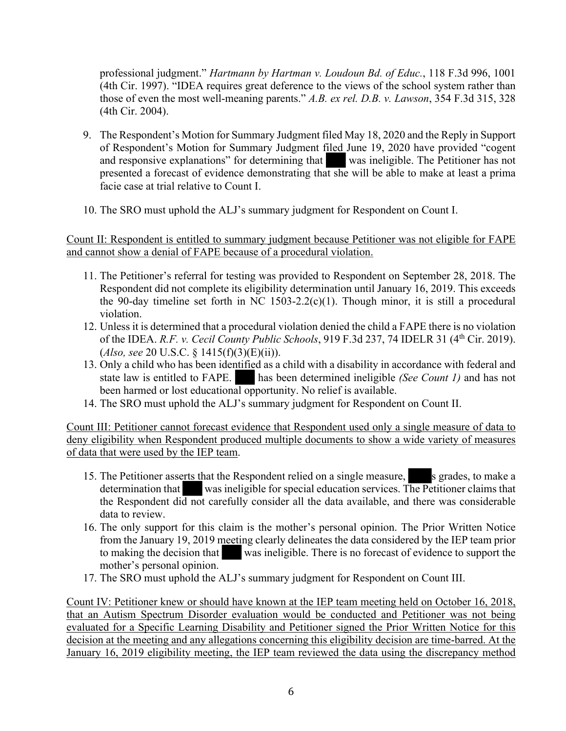professional judgment." *Hartmann by Hartman v. Loudoun Bd. of Educ.*, 118 F.3d 996, 1001 (4th Cir. 1997). "IDEA requires great deference to the views of the school system rather than those of even the most well-meaning parents." *A.B. ex rel. D.B. v. Lawson*, 354 F.3d 315, 328 (4th Cir. 2004).

9. The Respondent's Motion for Summary Judgment filed May 18, 2020 and the Reply in Support of Respondent's Motion for Summary Judgment filed June 19, 2020 have provided "cogent and responsive explanations" for determining that ███ was ineligible. The Petitioner has not presented a forecast of evidence demonstrating that she will be able to make at least a prima facie case at trial relative to Count I.

10. The SRO must uphold the ALJ's summary judgment for Respondent on Count I.

<u>Count II: Respondent is entitled to summary judgment because Petitioner was not eligible for FAPE and cannot show a denial of FAPE because of a procedural violation.</u>

11. The Petitioner's referral for testing was provided to Respondent on September 28, 2018. The Respondent did not complete its eligibility determination until January 16, 2019. This exceeds the 90-day timeline set forth in NC 1503-2.2(c)(1). Though minor, it is still a procedural violation.
12. Unless it is determined that a procedural violation denied the child a FAPE there is no violation of the IDEA. *R.F. v. Cecil County Public Schools*, 919 F.3d 237, 74 IDELR 31 (4th Cir. 2019). (*Also, see* 20 U.S.C. § 1415(f)(3)(E)(ii)).
13. Only a child who has been identified as a child with a disability in accordance with federal and state law is entitled to FAPE. ███ has been determined ineligible *(See Count 1)* and has not been harmed or lost educational opportunity. No relief is available.
14. The SRO must uphold the ALJ's summary judgment for Respondent on Count II.

<u>Count III: Petitioner cannot forecast evidence that Respondent used only a single measure of data to deny eligibility when Respondent produced multiple documents to show a wide variety of measures of data that were used by the IEP team.</u>

15. The Petitioner asserts that the Respondent relied on a single measure, ███s grades, to make a determination that ███ was ineligible for special education services. The Petitioner claims that the Respondent did not carefully consider all the data available, and there was considerable data to review.
16. The only support for this claim is the mother's personal opinion. The Prior Written Notice from the January 19, 2019 meeting clearly delineates the data considered by the IEP team prior to making the decision that ███ was ineligible. There is no forecast of evidence to support the mother's personal opinion.
17. The SRO must uphold the ALJ's summary judgment for Respondent on Count III.

<u>Count IV: Petitioner knew or should have known at the IEP team meeting held on October 16, 2018, that an Autism Spectrum Disorder evaluation would be conducted and Petitioner was not being evaluated for a Specific Learning Disability and Petitioner signed the Prior Written Notice for this decision at the meeting and any allegations concerning this eligibility decision are time-barred. At the January 16, 2019 eligibility meeting, the IEP team reviewed the data using the discrepancy method</u>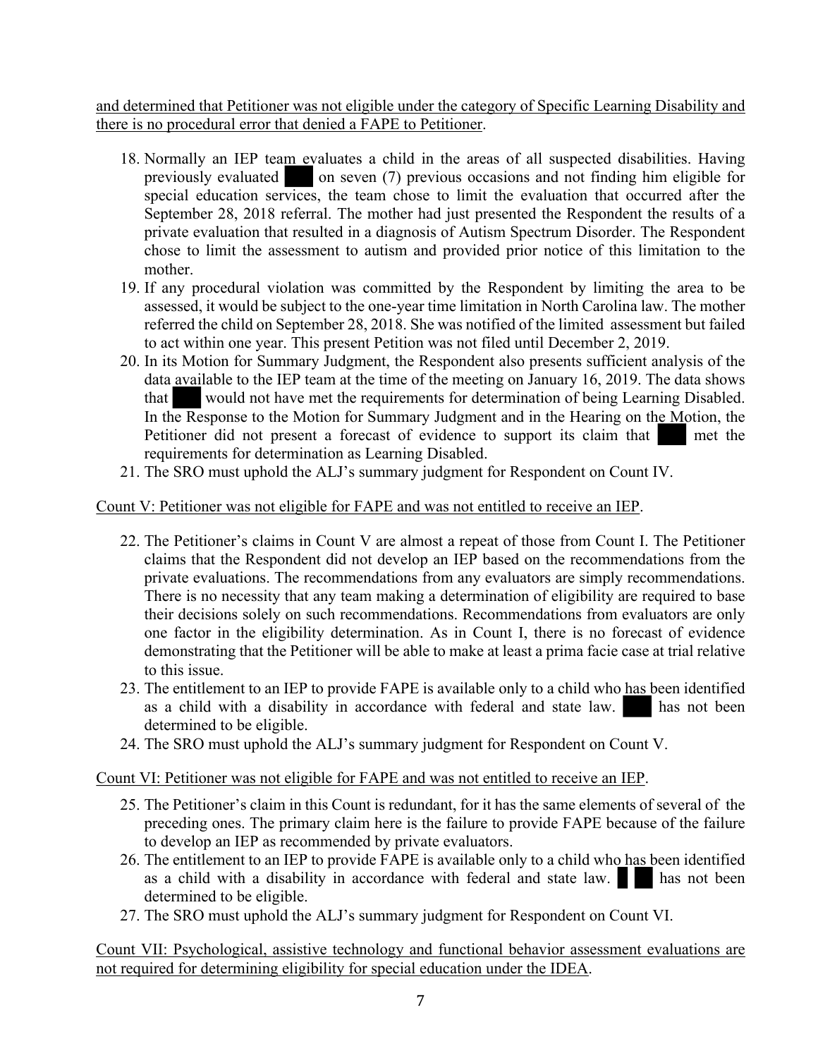<u>and determined that Petitioner was not eligible under the category of Specific Learning Disability and there is no procedural error that denied a FAPE to Petitioner</u>.

18. Normally an IEP team evaluates a child in the areas of all suspected disabilities. Having previously evaluated ███ on seven (7) previous occasions and not finding him eligible for special education services, the team chose to limit the evaluation that occurred after the September 28, 2018 referral. The mother had just presented the Respondent the results of a private evaluation that resulted in a diagnosis of Autism Spectrum Disorder. The Respondent chose to limit the assessment to autism and provided prior notice of this limitation to the mother.
19. If any procedural violation was committed by the Respondent by limiting the area to be assessed, it would be subject to the one-year time limitation in North Carolina law. The mother referred the child on September 28, 2018. She was notified of the limited assessment but failed to act within one year. This present Petition was not filed until December 2, 2019.
20. In its Motion for Summary Judgment, the Respondent also presents sufficient analysis of the data available to the IEP team at the time of the meeting on January 16, 2019. The data shows that ███ would not have met the requirements for determination of being Learning Disabled. In the Response to the Motion for Summary Judgment and in the Hearing on the Motion, the Petitioner did not present a forecast of evidence to support its claim that ███ met the requirements for determination as Learning Disabled.
21. The SRO must uphold the ALJ's summary judgment for Respondent on Count IV.

<u>Count V: Petitioner was not eligible for FAPE and was not entitled to receive an IEP</u>.

22. The Petitioner's claims in Count V are almost a repeat of those from Count I. The Petitioner claims that the Respondent did not develop an IEP based on the recommendations from the private evaluations. The recommendations from any evaluators are simply recommendations. There is no necessity that any team making a determination of eligibility are required to base their decisions solely on such recommendations. Recommendations from evaluators are only one factor in the eligibility determination. As in Count I, there is no forecast of evidence demonstrating that the Petitioner will be able to make at least a prima facie case at trial relative to this issue.
23. The entitlement to an IEP to provide FAPE is available only to a child who has been identified as a child with a disability in accordance with federal and state law. ███ has not been determined to be eligible.
24. The SRO must uphold the ALJ's summary judgment for Respondent on Count V.

<u>Count VI: Petitioner was not eligible for FAPE and was not entitled to receive an IEP</u>.

25. The Petitioner's claim in this Count is redundant, for it has the same elements of several of the preceding ones. The primary claim here is the failure to provide FAPE because of the failure to develop an IEP as recommended by private evaluators.
26. The entitlement to an IEP to provide FAPE is available only to a child who has been identified as a child with a disability in accordance with federal and state law. ███ has not been determined to be eligible.
27. The SRO must uphold the ALJ's summary judgment for Respondent on Count VI.

<u>Count VII: Psychological, assistive technology and functional behavior assessment evaluations are not required for determining eligibility for special education under the IDEA</u>.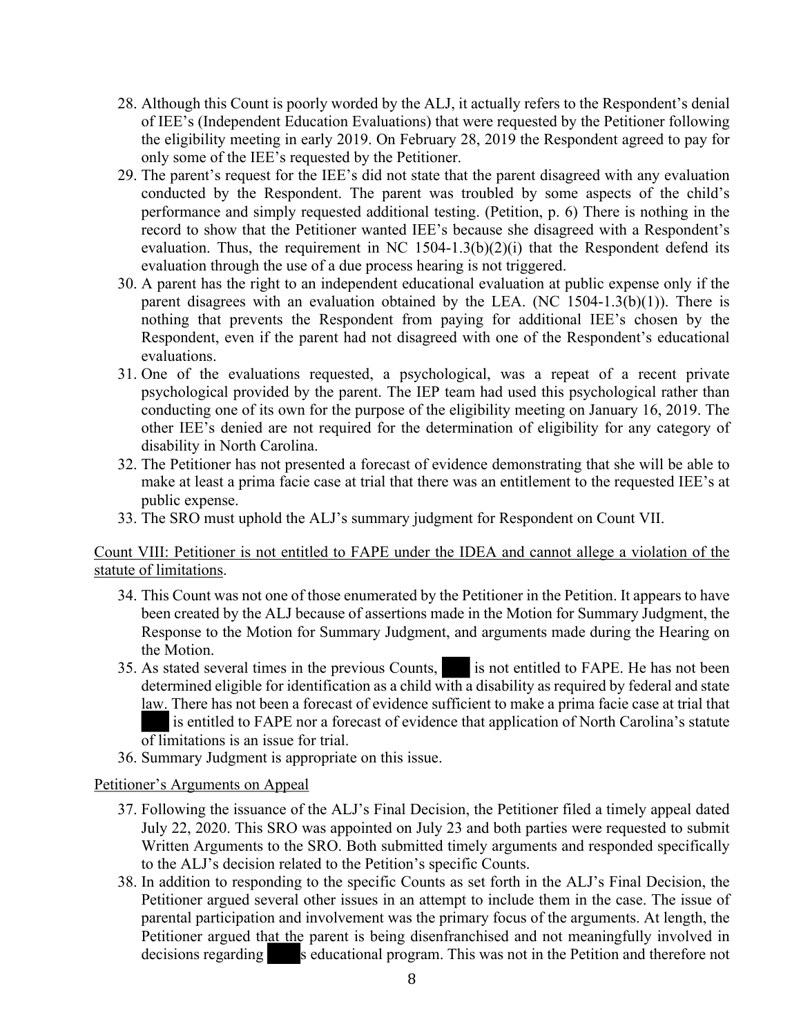28. Although this Count is poorly worded by the ALJ, it actually refers to the Respondent's denial of IEE's (Independent Education Evaluations) that were requested by the Petitioner following the eligibility meeting in early 2019. On February 28, 2019 the Respondent agreed to pay for only some of the IEE's requested by the Petitioner.
29. The parent's request for the IEE's did not state that the parent disagreed with any evaluation conducted by the Respondent. The parent was troubled by some aspects of the child's performance and simply requested additional testing. (Petition, p. 6) There is nothing in the record to show that the Petitioner wanted IEE's because she disagreed with a Respondent's evaluation. Thus, the requirement in NC 1504-1.3(b)(2)(i) that the Respondent defend its evaluation through the use of a due process hearing is not triggered.
30. A parent has the right to an independent educational evaluation at public expense only if the parent disagrees with an evaluation obtained by the LEA. (NC 1504-1.3(b)(1)). There is nothing that prevents the Respondent from paying for additional IEE's chosen by the Respondent, even if the parent had not disagreed with one of the Respondent's educational evaluations.
31. One of the evaluations requested, a psychological, was a repeat of a recent private psychological provided by the parent. The IEP team had used this psychological rather than conducting one of its own for the purpose of the eligibility meeting on January 16, 2019. The other IEE's denied are not required for the determination of eligibility for any category of disability in North Carolina.
32. The Petitioner has not presented a forecast of evidence demonstrating that she will be able to make at least a prima facie case at trial that there was an entitlement to the requested IEE's at public expense.
33. The SRO must uphold the ALJ's summary judgment for Respondent on Count VII.

Count VIII: Petitioner is not entitled to FAPE under the IDEA and cannot allege a violation of the statute of limitations.

34. This Count was not one of those enumerated by the Petitioner in the Petition. It appears to have been created by the ALJ because of assertions made in the Motion for Summary Judgment, the Response to the Motion for Summary Judgment, and arguments made during the Hearing on the Motion.
35. As stated several times in the previous Counts, ███ is not entitled to FAPE. He has not been determined eligible for identification as a child with a disability as required by federal and state law. There has not been a forecast of evidence sufficient to make a prima facie case at trial that ███ is entitled to FAPE nor a forecast of evidence that application of North Carolina's statute of limitations is an issue for trial.
36. Summary Judgment is appropriate on this issue.

Petitioner's Arguments on Appeal

37. Following the issuance of the ALJ's Final Decision, the Petitioner filed a timely appeal dated July 22, 2020. This SRO was appointed on July 23 and both parties were requested to submit Written Arguments to the SRO. Both submitted timely arguments and responded specifically to the ALJ's decision related to the Petition's specific Counts.
38. In addition to responding to the specific Counts as set forth in the ALJ's Final Decision, the Petitioner argued several other issues in an attempt to include them in the case. The issue of parental participation and involvement was the primary focus of the arguments. At length, the Petitioner argued that the parent is being disenfranchised and not meaningfully involved in decisions regarding ███s educational program. This was not in the Petition and therefore not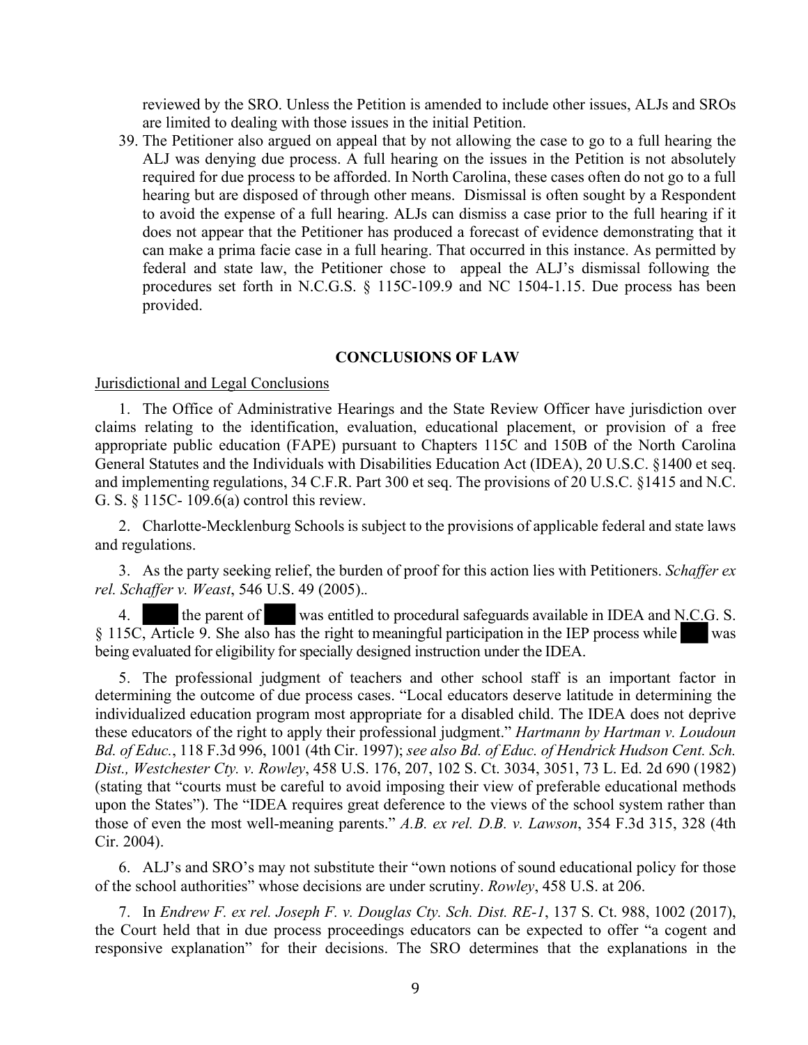reviewed by the SRO. Unless the Petition is amended to include other issues, ALJs and SROs are limited to dealing with those issues in the initial Petition.

39. The Petitioner also argued on appeal that by not allowing the case to go to a full hearing the ALJ was denying due process. A full hearing on the issues in the Petition is not absolutely required for due process to be afforded. In North Carolina, these cases often do not go to a full hearing but are disposed of through other means. Dismissal is often sought by a Respondent to avoid the expense of a full hearing. ALJs can dismiss a case prior to the full hearing if it does not appear that the Petitioner has produced a forecast of evidence demonstrating that it can make a prima facie case in a full hearing. That occurred in this instance. As permitted by federal and state law, the Petitioner chose to appeal the ALJ's dismissal following the procedures set forth in N.C.G.S. § 115C-109.9 and NC 1504-1.15. Due process has been provided.

## CONCLUSIONS OF LAW

Jurisdictional and Legal Conclusions

1. The Office of Administrative Hearings and the State Review Officer have jurisdiction over claims relating to the identification, evaluation, educational placement, or provision of a free appropriate public education (FAPE) pursuant to Chapters 115C and 150B of the North Carolina General Statutes and the Individuals with Disabilities Education Act (IDEA), 20 U.S.C. §1400 et seq. and implementing regulations, 34 C.F.R. Part 300 et seq. The provisions of 20 U.S.C. §1415 and N.C. G. S. § 115C- 109.6(a) control this review.

2. Charlotte-Mecklenburg Schools is subject to the provisions of applicable federal and state laws and regulations.

3. As the party seeking relief, the burden of proof for this action lies with Petitioners. *Schaffer ex rel. Schaffer v. Weast*, 546 U.S. 49 (2005)..

4. [REDACTED] the parent of [REDACTED] was entitled to procedural safeguards available in IDEA and N.C.G. S. § 115C, Article 9. She also has the right to meaningful participation in the IEP process while [REDACTED] was being evaluated for eligibility for specially designed instruction under the IDEA.

5. The professional judgment of teachers and other school staff is an important factor in determining the outcome of due process cases. "Local educators deserve latitude in determining the individualized education program most appropriate for a disabled child. The IDEA does not deprive these educators of the right to apply their professional judgment." *Hartmann by Hartman v. Loudoun Bd. of Educ.*, 118 F.3d 996, 1001 (4th Cir. 1997); *see also Bd. of Educ. of Hendrick Hudson Cent. Sch. Dist., Westchester Cty. v. Rowley*, 458 U.S. 176, 207, 102 S. Ct. 3034, 3051, 73 L. Ed. 2d 690 (1982) (stating that "courts must be careful to avoid imposing their view of preferable educational methods upon the States"). The "IDEA requires great deference to the views of the school system rather than those of even the most well-meaning parents." *A.B. ex rel. D.B. v. Lawson*, 354 F.3d 315, 328 (4th Cir. 2004).

6. ALJ's and SRO's may not substitute their "own notions of sound educational policy for those of the school authorities" whose decisions are under scrutiny. *Rowley*, 458 U.S. at 206.

7. In *Endrew F. ex rel. Joseph F. v. Douglas Cty. Sch. Dist. RE-1*, 137 S. Ct. 988, 1002 (2017), the Court held that in due process proceedings educators can be expected to offer "a cogent and responsive explanation" for their decisions. The SRO determines that the explanations in the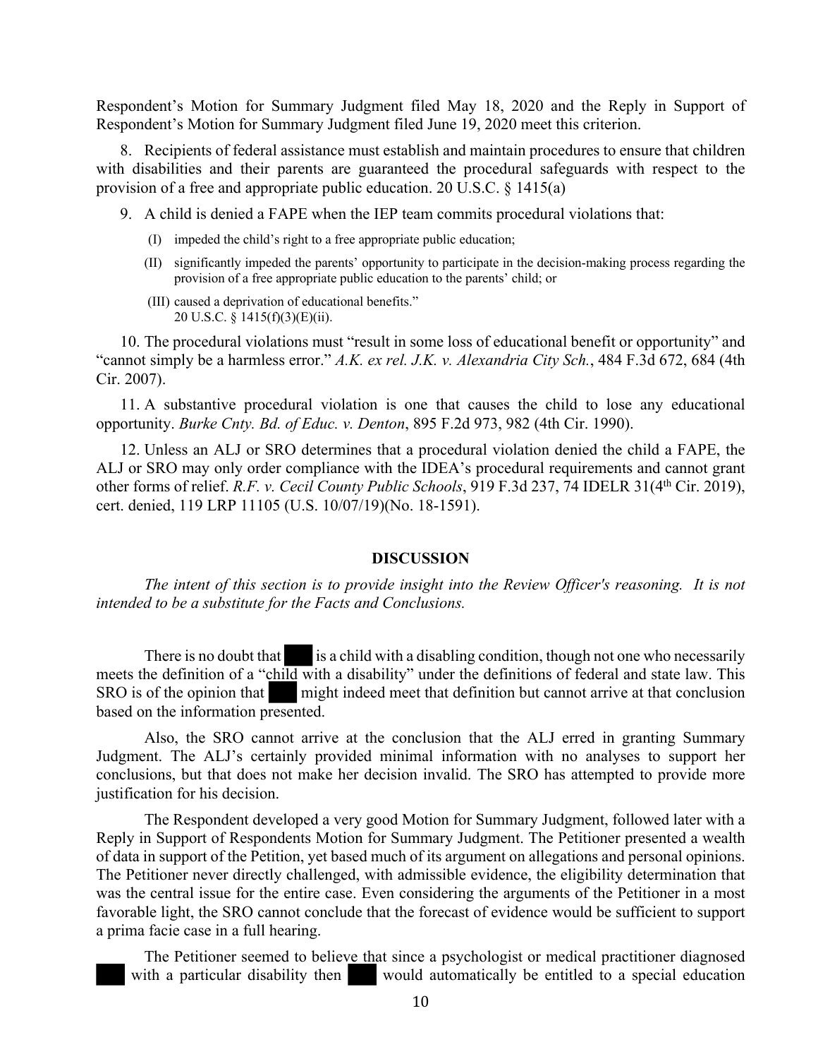Respondent's Motion for Summary Judgment filed May 18, 2020 and the Reply in Support of Respondent's Motion for Summary Judgment filed June 19, 2020 meet this criterion.

8. Recipients of federal assistance must establish and maintain procedures to ensure that children with disabilities and their parents are guaranteed the procedural safeguards with respect to the provision of a free and appropriate public education. 20 U.S.C. § 1415(a)

9. A child is denied a FAPE when the IEP team commits procedural violations that:

   (I) impeded the child's right to a free appropriate public education;

   (II) significantly impeded the parents' opportunity to participate in the decision-making process regarding the provision of a free appropriate public education to the parents' child; or

   (III) caused a deprivation of educational benefits."
   20 U.S.C. § 1415(f)(3)(E)(ii).

10. The procedural violations must "result in some loss of educational benefit or opportunity" and "cannot simply be a harmless error." *A.K. ex rel. J.K. v. Alexandria City Sch.*, 484 F.3d 672, 684 (4th Cir. 2007).

11. A substantive procedural violation is one that causes the child to lose any educational opportunity. *Burke Cnty. Bd. of Educ. v. Denton*, 895 F.2d 973, 982 (4th Cir. 1990).

12. Unless an ALJ or SRO determines that a procedural violation denied the child a FAPE, the ALJ or SRO may only order compliance with the IDEA's procedural requirements and cannot grant other forms of relief. *R.F. v. Cecil County Public Schools*, 919 F.3d 237, 74 IDELR 31(4th Cir. 2019), cert. denied, 119 LRP 11105 (U.S. 10/07/19)(No. 18-1591).

## DISCUSSION

*The intent of this section is to provide insight into the Review Officer's reasoning. It is not intended to be a substitute for the Facts and Conclusions.*

There is no doubt that ███ is a child with a disabling condition, though not one who necessarily meets the definition of a "child with a disability" under the definitions of federal and state law. This SRO is of the opinion that ███ might indeed meet that definition but cannot arrive at that conclusion based on the information presented.

Also, the SRO cannot arrive at the conclusion that the ALJ erred in granting Summary Judgment. The ALJ's certainly provided minimal information with no analyses to support her conclusions, but that does not make her decision invalid. The SRO has attempted to provide more justification for his decision.

The Respondent developed a very good Motion for Summary Judgment, followed later with a Reply in Support of Respondents Motion for Summary Judgment. The Petitioner presented a wealth of data in support of the Petition, yet based much of its argument on allegations and personal opinions. The Petitioner never directly challenged, with admissible evidence, the eligibility determination that was the central issue for the entire case. Even considering the arguments of the Petitioner in a most favorable light, the SRO cannot conclude that the forecast of evidence would be sufficient to support a prima facie case in a full hearing.

The Petitioner seemed to believe that since a psychologist or medical practitioner diagnosed ███ with a particular disability then ███ would automatically be entitled to a special education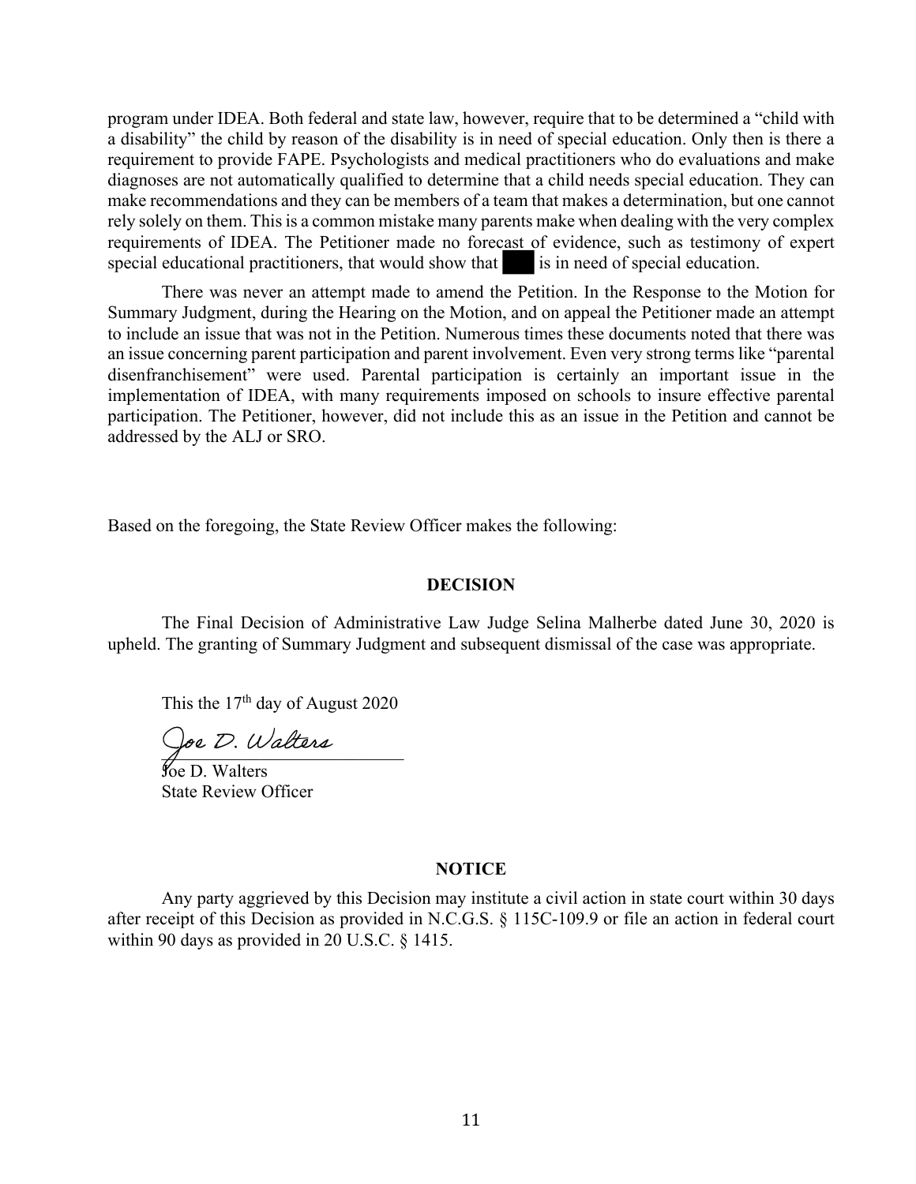program under IDEA. Both federal and state law, however, require that to be determined a "child with a disability" the child by reason of the disability is in need of special education. Only then is there a requirement to provide FAPE. Psychologists and medical practitioners who do evaluations and make diagnoses are not automatically qualified to determine that a child needs special education. They can make recommendations and they can be members of a team that makes a determination, but one cannot rely solely on them. This is a common mistake many parents make when dealing with the very complex requirements of IDEA. The Petitioner made no forecast of evidence, such as testimony of expert special educational practitioners, that would show that ███ is in need of special education.

There was never an attempt made to amend the Petition. In the Response to the Motion for Summary Judgment, during the Hearing on the Motion, and on appeal the Petitioner made an attempt to include an issue that was not in the Petition. Numerous times these documents noted that there was an issue concerning parent participation and parent involvement. Even very strong terms like "parental disenfranchisement" were used. Parental participation is certainly an important issue in the implementation of IDEA, with many requirements imposed on schools to insure effective parental participation. The Petitioner, however, did not include this as an issue in the Petition and cannot be addressed by the ALJ or SRO.

Based on the foregoing, the State Review Officer makes the following:

## DECISION

The Final Decision of Administrative Law Judge Selina Malherbe dated June 30, 2020 is upheld. The granting of Summary Judgment and subsequent dismissal of the case was appropriate.

This the 17th day of August 2020

*Joe D. Walters*

Joe D. Walters
State Review Officer

## NOTICE

Any party aggrieved by this Decision may institute a civil action in state court within 30 days after receipt of this Decision as provided in N.C.G.S. § 115C-109.9 or file an action in federal court within 90 days as provided in 20 U.S.C. § 1415.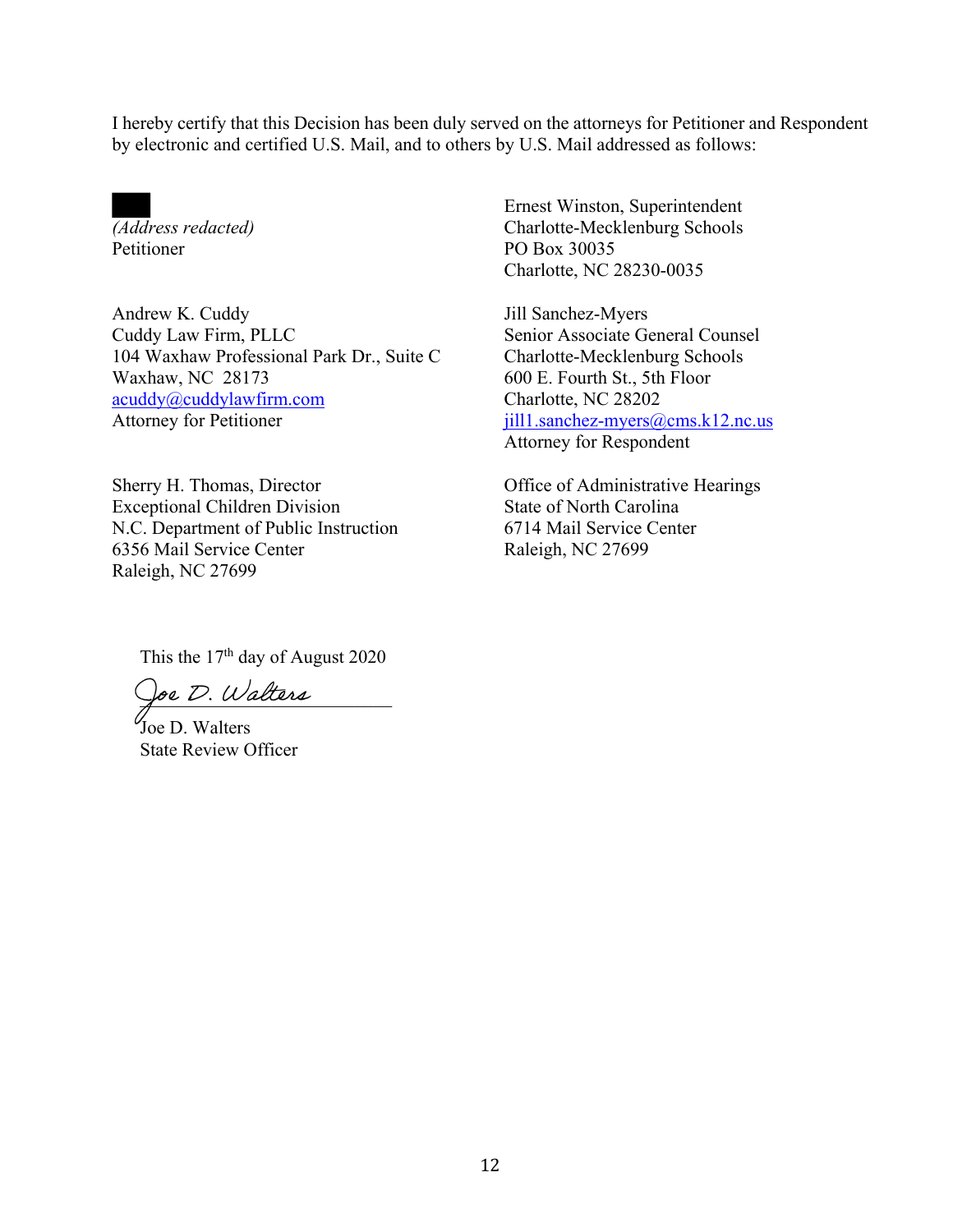I hereby certify that this Decision has been duly served on the attorneys for Petitioner and Respondent by electronic and certified U.S. Mail, and to others by U.S. Mail addressed as follows:

*(Address redacted)*
Petitioner

Ernest Winston, Superintendent
Charlotte-Mecklenburg Schools
PO Box 30035
Charlotte, NC 28230-0035

Andrew K. Cuddy
Cuddy Law Firm, PLLC
104 Waxhaw Professional Park Dr., Suite C
Waxhaw, NC 28173
acuddy@cuddylawfirm.com
Attorney for Petitioner

Jill Sanchez-Myers
Senior Associate General Counsel
Charlotte-Mecklenburg Schools
600 E. Fourth St., 5th Floor
Charlotte, NC 28202
jill1.sanchez-myers@cms.k12.nc.us
Attorney for Respondent

Sherry H. Thomas, Director
Exceptional Children Division
N.C. Department of Public Instruction
6356 Mail Service Center
Raleigh, NC 27699

Office of Administrative Hearings
State of North Carolina
6714 Mail Service Center
Raleigh, NC 27699

This the 17th day of August 2020

Joe D. Walters

Joe D. Walters
State Review Officer